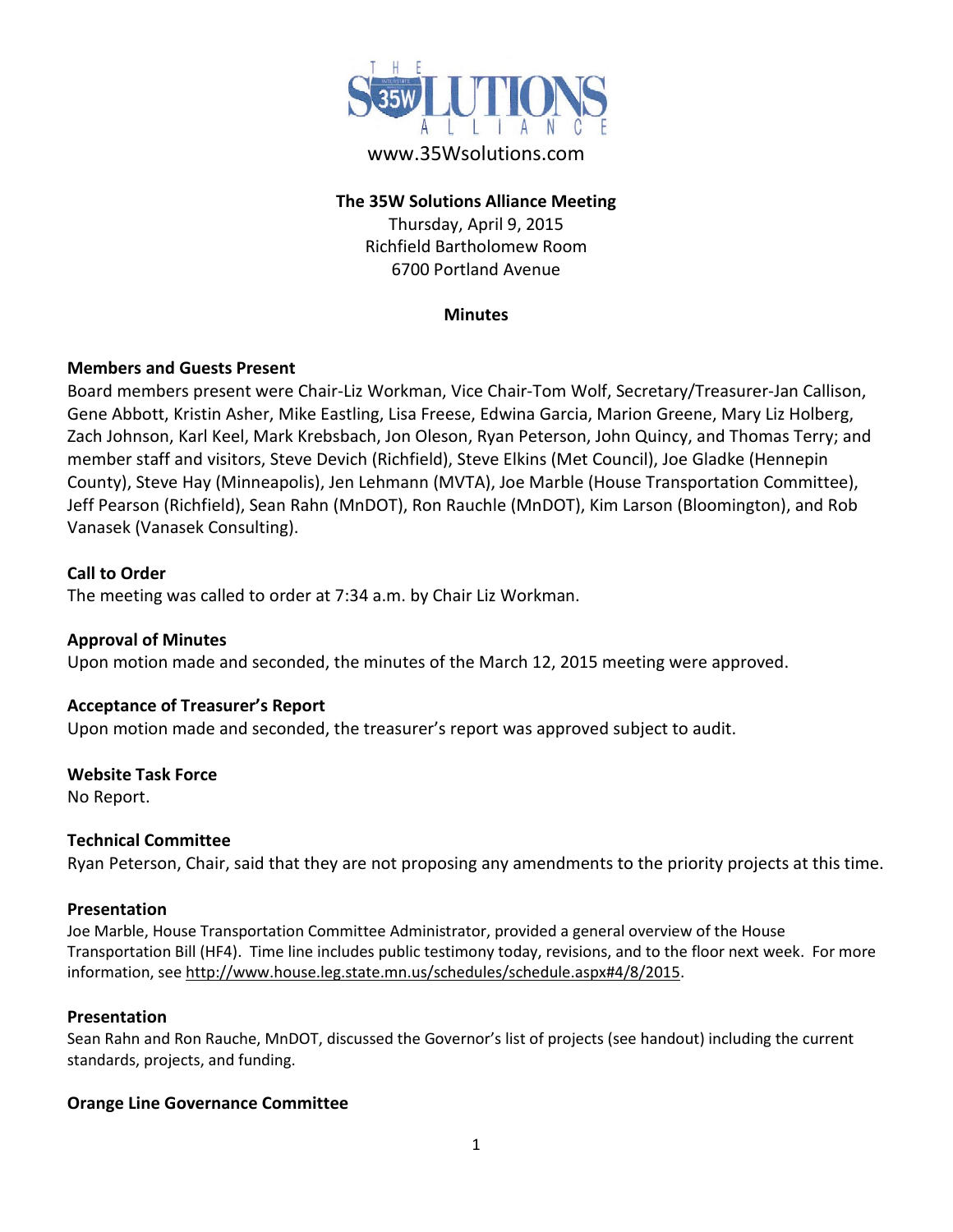# THE 35W SOLUTIONS ALLIANCE

www.35Wsolutions.com

**The 35W Solutions Alliance Meeting**
Thursday, April 9, 2015
Richfield Bartholomew Room
6700 Portland Avenue

**Minutes**

**Members and Guests Present**
Board members present were Chair-Liz Workman, Vice Chair-Tom Wolf, Secretary/Treasurer-Jan Callison, Gene Abbott, Kristin Asher, Mike Eastling, Lisa Freese, Edwina Garcia, Marion Greene, Mary Liz Holberg, Zach Johnson, Karl Keel, Mark Krebsbach, Jon Oleson, Ryan Peterson, John Quincy, and Thomas Terry; and member staff and visitors, Steve Devich (Richfield), Steve Elkins (Met Council), Joe Gladke (Hennepin County), Steve Hay (Minneapolis), Jen Lehmann (MVTA), Joe Marble (House Transportation Committee), Jeff Pearson (Richfield), Sean Rahn (MnDOT), Ron Rauchle (MnDOT), Kim Larson (Bloomington), and Rob Vanasek (Vanasek Consulting).

**Call to Order**
The meeting was called to order at 7:34 a.m. by Chair Liz Workman.

**Approval of Minutes**
Upon motion made and seconded, the minutes of the March 12, 2015 meeting were approved.

**Acceptance of Treasurer's Report**
Upon motion made and seconded, the treasurer's report was approved subject to audit.

**Website Task Force**
No Report.

**Technical Committee**
Ryan Peterson, Chair, said that they are not proposing any amendments to the priority projects at this time.

**Presentation**
Joe Marble, House Transportation Committee Administrator, provided a general overview of the House Transportation Bill (HF4). Time line includes public testimony today, revisions, and to the floor next week. For more information, see http://www.house.leg.state.mn.us/schedules/schedule.aspx#4/8/2015.

**Presentation**
Sean Rahn and Ron Rauche, MnDOT, discussed the Governor's list of projects (see handout) including the current standards, projects, and funding.

**Orange Line Governance Committee**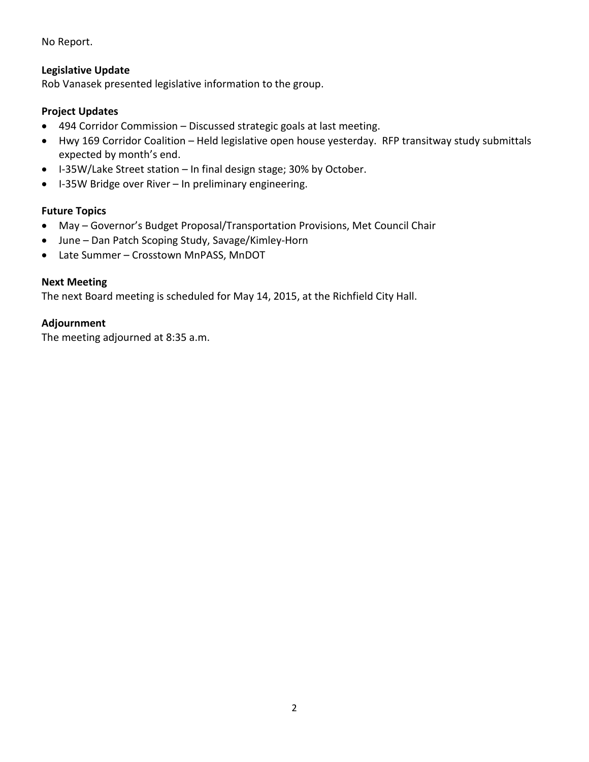No Report.

**Legislative Update**
Rob Vanasek presented legislative information to the group.

**Project Updates**

- 494 Corridor Commission – Discussed strategic goals at last meeting.
- Hwy 169 Corridor Coalition – Held legislative open house yesterday. RFP transitway study submittals expected by month's end.
- I-35W/Lake Street station – In final design stage; 30% by October.
- I-35W Bridge over River – In preliminary engineering.

**Future Topics**

- May – Governor's Budget Proposal/Transportation Provisions, Met Council Chair
- June – Dan Patch Scoping Study, Savage/Kimley-Horn
- Late Summer – Crosstown MnPASS, MnDOT

**Next Meeting**
The next Board meeting is scheduled for May 14, 2015, at the Richfield City Hall.

**Adjournment**
The meeting adjourned at 8:35 a.m.